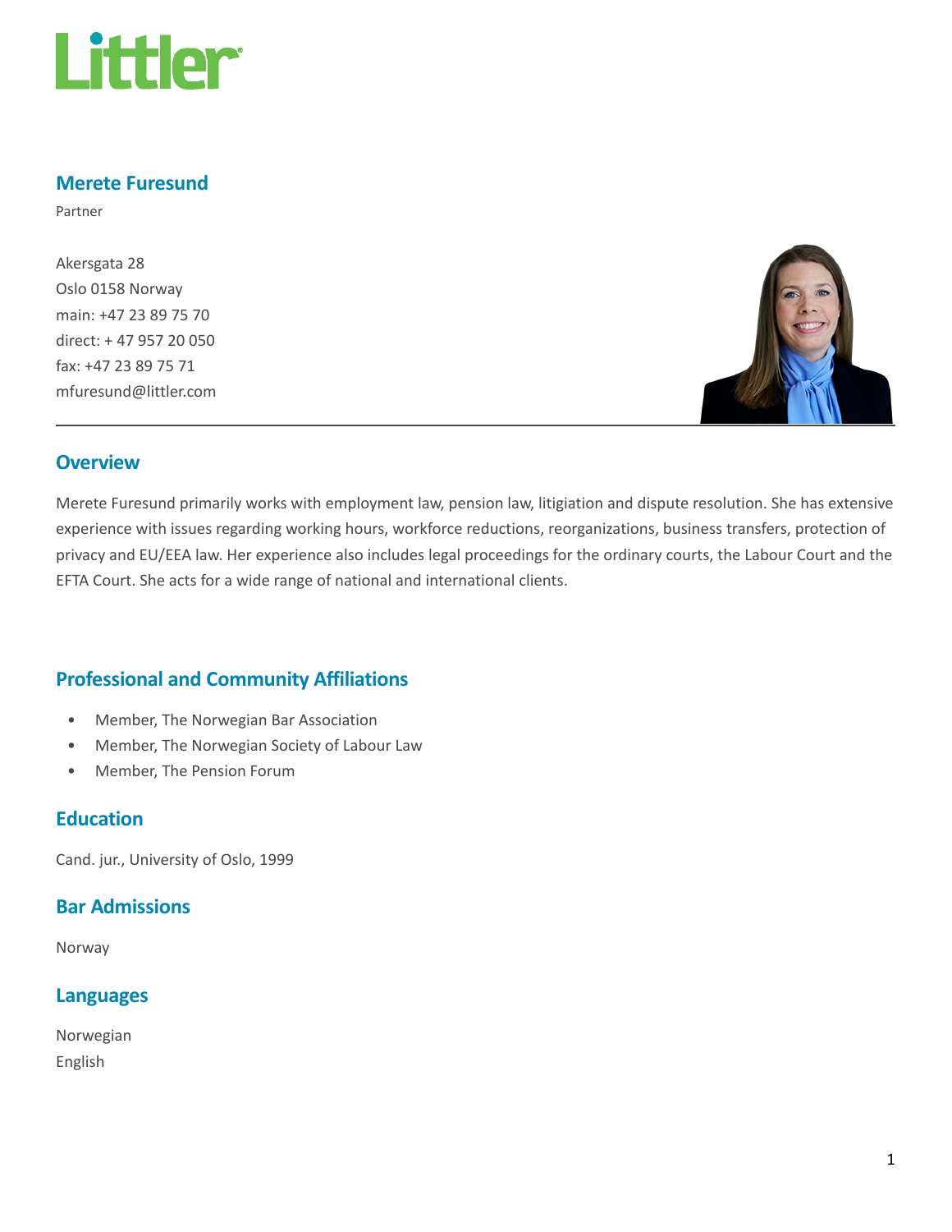# Merete Furesund

Partner

Akersgata 28
Oslo 0158 Norway
main: +47 23 89 75 70
direct: + 47 957 20 050
fax: +47 23 89 75 71
mfuresund@littler.com

## Overview

Merete Furesund primarily works with employment law, pension law, litigation and dispute resolution. She has extensive experience with issues regarding working hours, workforce reductions, reorganizations, business transfers, protection of privacy and EU/EEA law. Her experience also includes legal proceedings for the ordinary courts, the Labour Court and the EFTA Court. She acts for a wide range of national and international clients.

## Professional and Community Affiliations

- Member, The Norwegian Bar Association
- Member, The Norwegian Society of Labour Law
- Member, The Pension Forum

## Education

Cand. jur., University of Oslo, 1999

## Bar Admissions

Norway

## Languages

Norwegian
English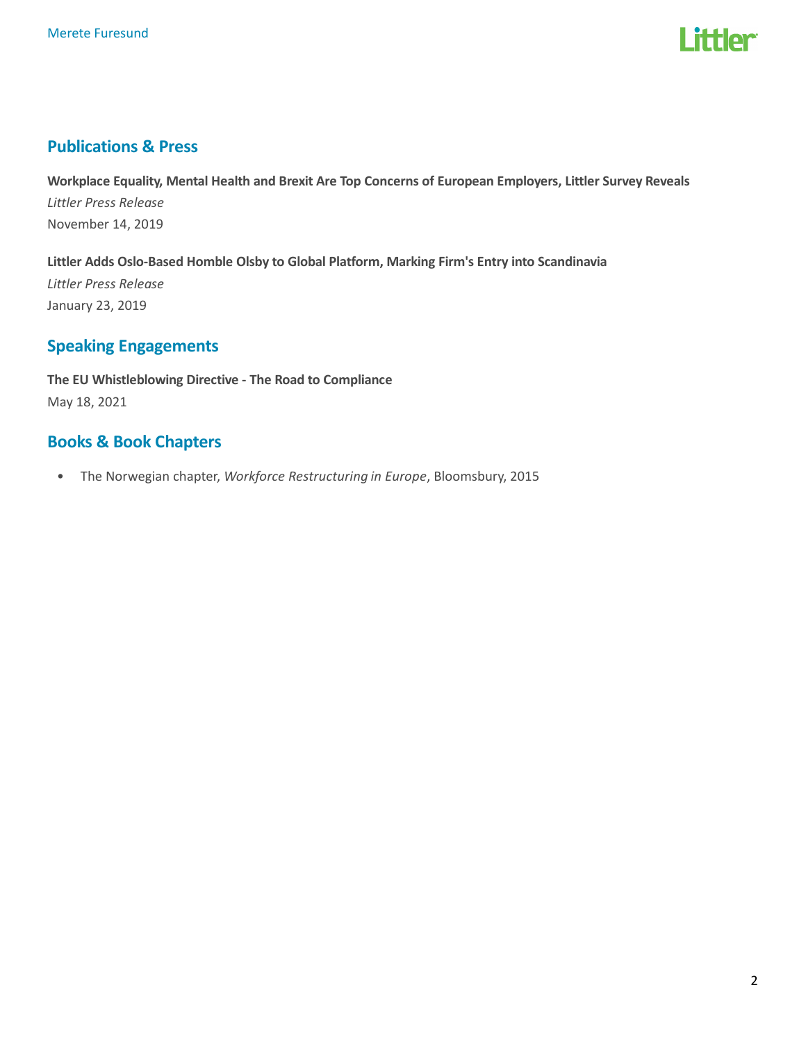## Publications & Press

**Workplace Equality, Mental Health and Brexit Are Top Concerns of European Employers, Littler Survey Reveals**
*Littler Press Release*
November 14, 2019

**Littler Adds Oslo-Based Homble Olsby to Global Platform, Marking Firm's Entry into Scandinavia**
*Littler Press Release*
January 23, 2019

## Speaking Engagements

**The EU Whistleblowing Directive - The Road to Compliance**
May 18, 2021

## Books & Book Chapters

- The Norwegian chapter, *Workforce Restructuring in Europe*, Bloomsbury, 2015